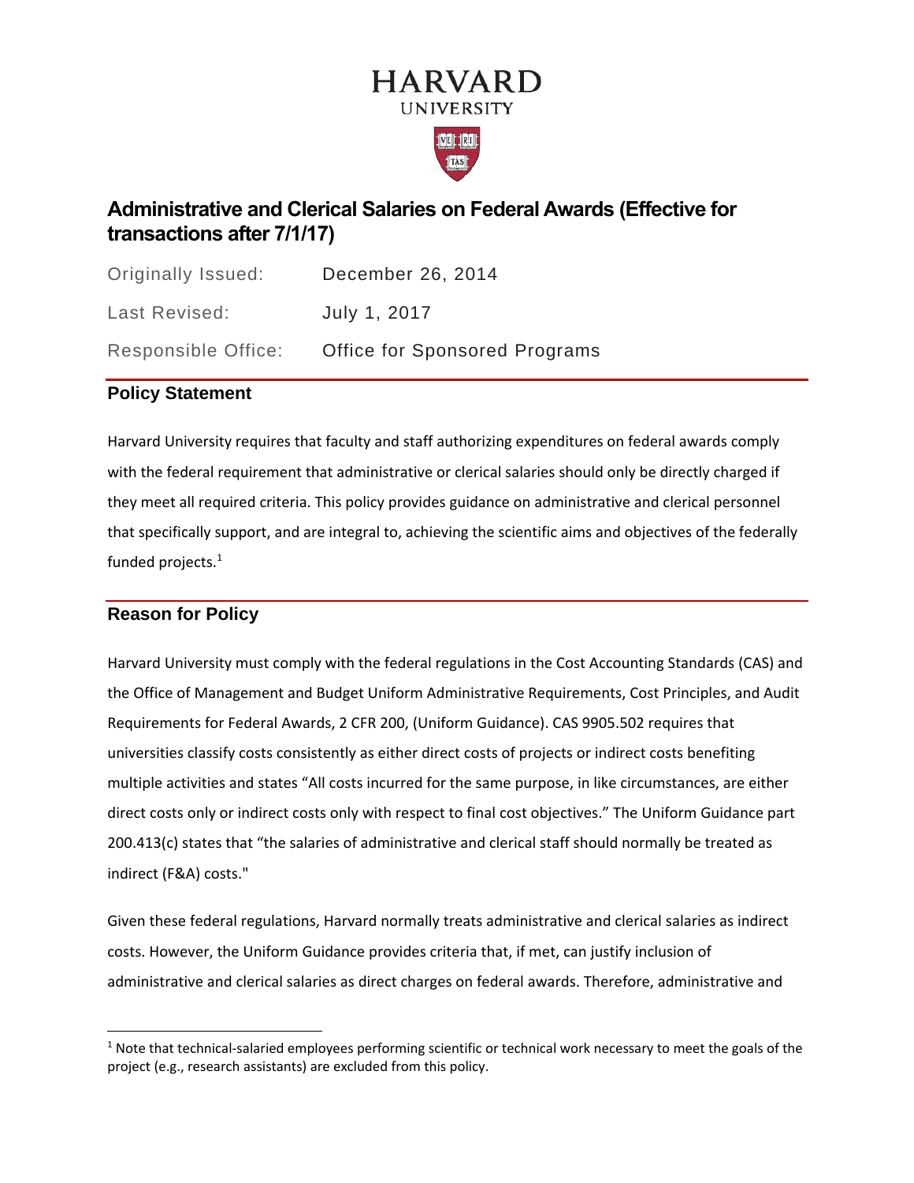# HARVARD UNIVERSITY

## Administrative and Clerical Salaries on Federal Awards (Effective for transactions after 7/1/17)

| | |
|---|---|
| Originally Issued: | December 26, 2014 |
| Last Revised: | July 1, 2017 |
| Responsible Office: | Office for Sponsored Programs |

### Policy Statement

Harvard University requires that faculty and staff authorizing expenditures on federal awards comply with the federal requirement that administrative or clerical salaries should only be directly charged if they meet all required criteria. This policy provides guidance on administrative and clerical personnel that specifically support, and are integral to, achieving the scientific aims and objectives of the federally funded projects.[1]

### Reason for Policy

Harvard University must comply with the federal regulations in the Cost Accounting Standards (CAS) and the Office of Management and Budget Uniform Administrative Requirements, Cost Principles, and Audit Requirements for Federal Awards, 2 CFR 200, (Uniform Guidance). CAS 9905.502 requires that universities classify costs consistently as either direct costs of projects or indirect costs benefiting multiple activities and states "All costs incurred for the same purpose, in like circumstances, are either direct costs only or indirect costs only with respect to final cost objectives." The Uniform Guidance part 200.413(c) states that "the salaries of administrative and clerical staff should normally be treated as indirect (F&A) costs."

Given these federal regulations, Harvard normally treats administrative and clerical salaries as indirect costs. However, the Uniform Guidance provides criteria that, if met, can justify inclusion of administrative and clerical salaries as direct charges on federal awards. Therefore, administrative and

---

[1] Note that technical-salaried employees performing scientific or technical work necessary to meet the goals of the project (e.g., research assistants) are excluded from this policy.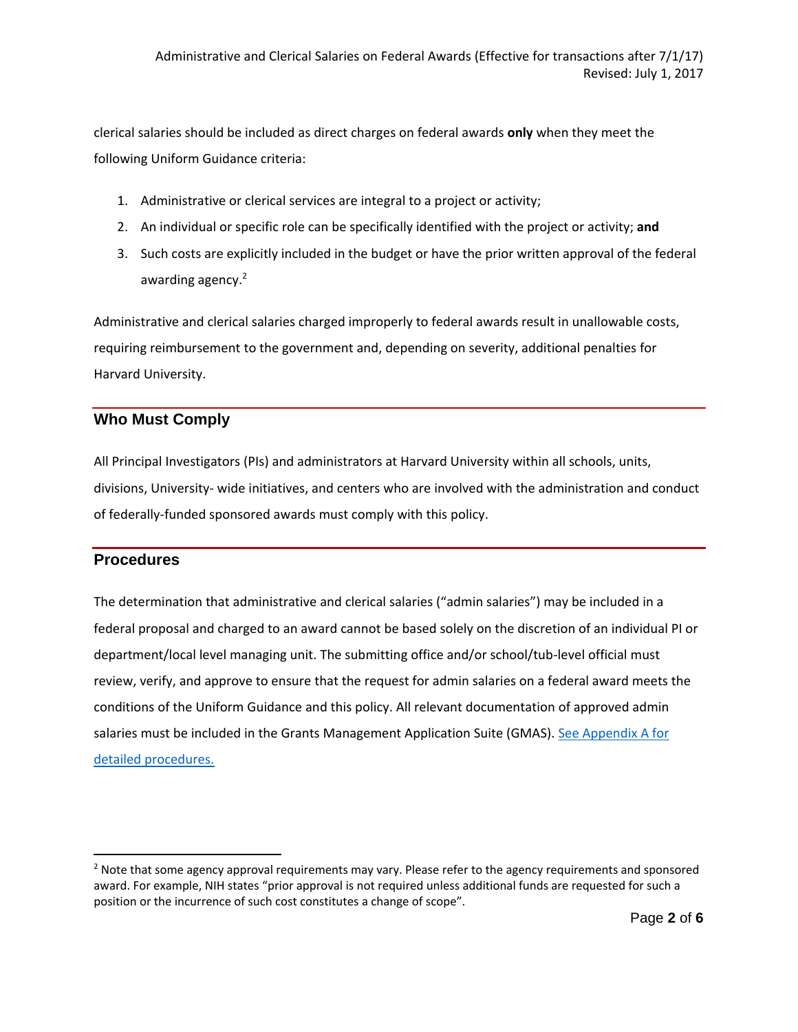clerical salaries should be included as direct charges on federal awards **only** when they meet the following Uniform Guidance criteria:

1. Administrative or clerical services are integral to a project or activity;
2. An individual or specific role can be specifically identified with the project or activity; **and**
3. Such costs are explicitly included in the budget or have the prior written approval of the federal awarding agency.[2]

Administrative and clerical salaries charged improperly to federal awards result in unallowable costs, requiring reimbursement to the government and, depending on severity, additional penalties for Harvard University.

## Who Must Comply

All Principal Investigators (PIs) and administrators at Harvard University within all schools, units, divisions, University- wide initiatives, and centers who are involved with the administration and conduct of federally-funded sponsored awards must comply with this policy.

## Procedures

The determination that administrative and clerical salaries ("admin salaries") may be included in a federal proposal and charged to an award cannot be based solely on the discretion of an individual PI or department/local level managing unit. The submitting office and/or school/tub-level official must review, verify, and approve to ensure that the request for admin salaries on a federal award meets the conditions of the Uniform Guidance and this policy. All relevant documentation of approved admin salaries must be included in the Grants Management Application Suite (GMAS). See Appendix A for detailed procedures.

[2] Note that some agency approval requirements may vary. Please refer to the agency requirements and sponsored award. For example, NIH states "prior approval is not required unless additional funds are requested for such a position or the incurrence of such cost constitutes a change of scope".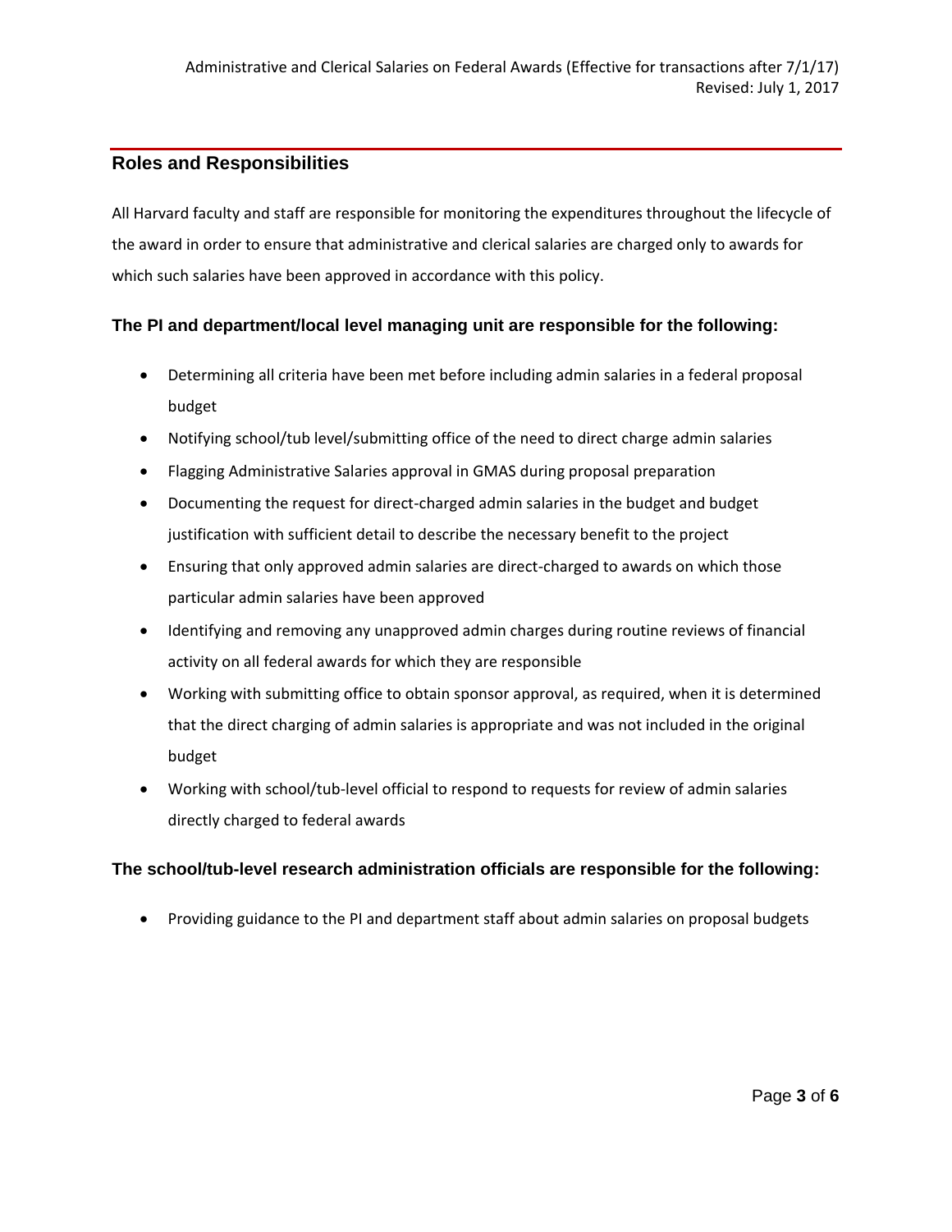## Roles and Responsibilities

All Harvard faculty and staff are responsible for monitoring the expenditures throughout the lifecycle of the award in order to ensure that administrative and clerical salaries are charged only to awards for which such salaries have been approved in accordance with this policy.

### The PI and department/local level managing unit are responsible for the following:

- Determining all criteria have been met before including admin salaries in a federal proposal budget
- Notifying school/tub level/submitting office of the need to direct charge admin salaries
- Flagging Administrative Salaries approval in GMAS during proposal preparation
- Documenting the request for direct-charged admin salaries in the budget and budget justification with sufficient detail to describe the necessary benefit to the project
- Ensuring that only approved admin salaries are direct-charged to awards on which those particular admin salaries have been approved
- Identifying and removing any unapproved admin charges during routine reviews of financial activity on all federal awards for which they are responsible
- Working with submitting office to obtain sponsor approval, as required, when it is determined that the direct charging of admin salaries is appropriate and was not included in the original budget
- Working with school/tub-level official to respond to requests for review of admin salaries directly charged to federal awards

### The school/tub-level research administration officials are responsible for the following:

- Providing guidance to the PI and department staff about admin salaries on proposal budgets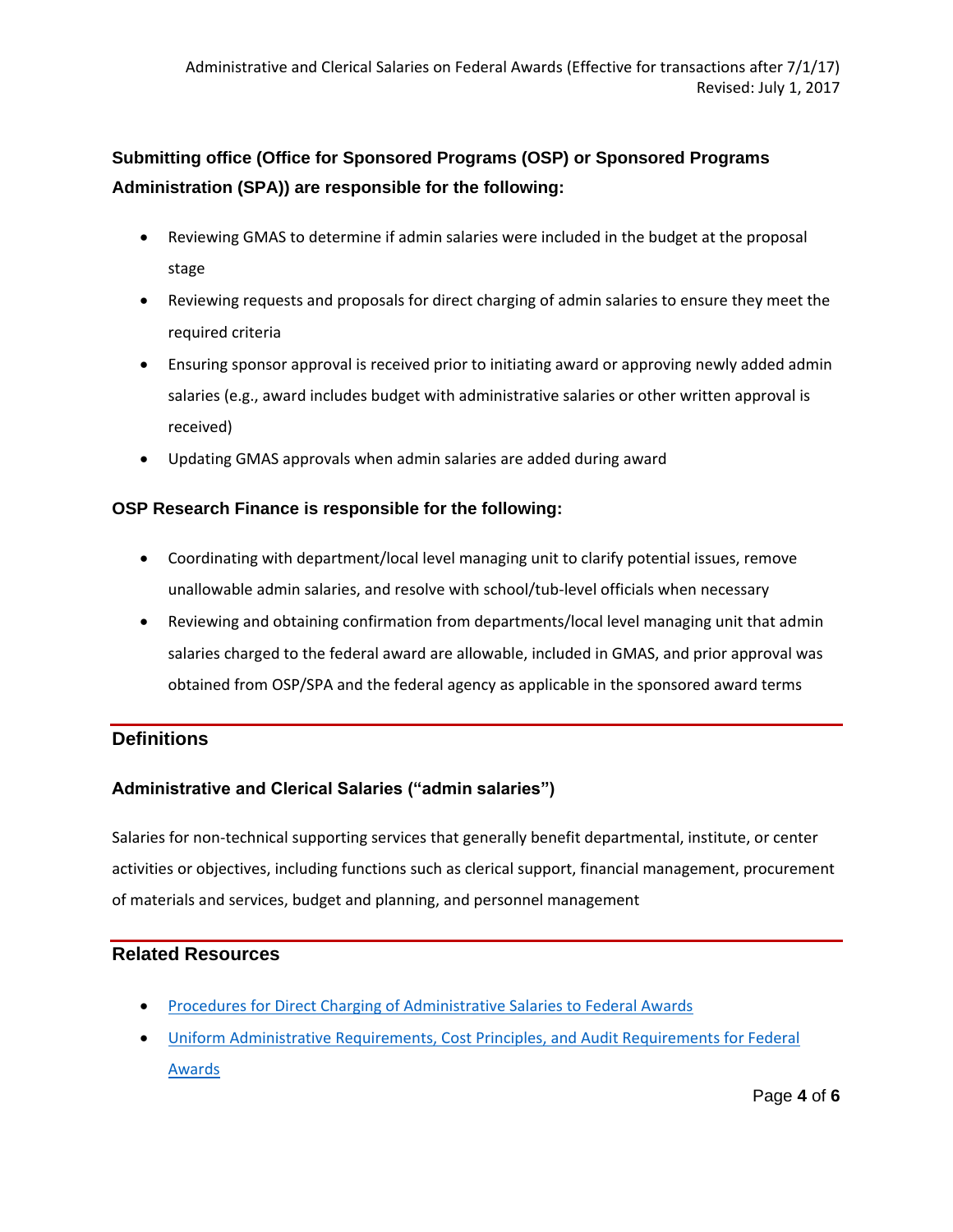### Submitting office (Office for Sponsored Programs (OSP) or Sponsored Programs Administration (SPA)) are responsible for the following:

- Reviewing GMAS to determine if admin salaries were included in the budget at the proposal stage
- Reviewing requests and proposals for direct charging of admin salaries to ensure they meet the required criteria
- Ensuring sponsor approval is received prior to initiating award or approving newly added admin salaries (e.g., award includes budget with administrative salaries or other written approval is received)
- Updating GMAS approvals when admin salaries are added during award

### OSP Research Finance is responsible for the following:

- Coordinating with department/local level managing unit to clarify potential issues, remove unallowable admin salaries, and resolve with school/tub-level officials when necessary
- Reviewing and obtaining confirmation from departments/local level managing unit that admin salaries charged to the federal award are allowable, included in GMAS, and prior approval was obtained from OSP/SPA and the federal agency as applicable in the sponsored award terms

## Definitions

### Administrative and Clerical Salaries ("admin salaries")

Salaries for non-technical supporting services that generally benefit departmental, institute, or center activities or objectives, including functions such as clerical support, financial management, procurement of materials and services, budget and planning, and personnel management

## Related Resources

- Procedures for Direct Charging of Administrative Salaries to Federal Awards
- Uniform Administrative Requirements, Cost Principles, and Audit Requirements for Federal Awards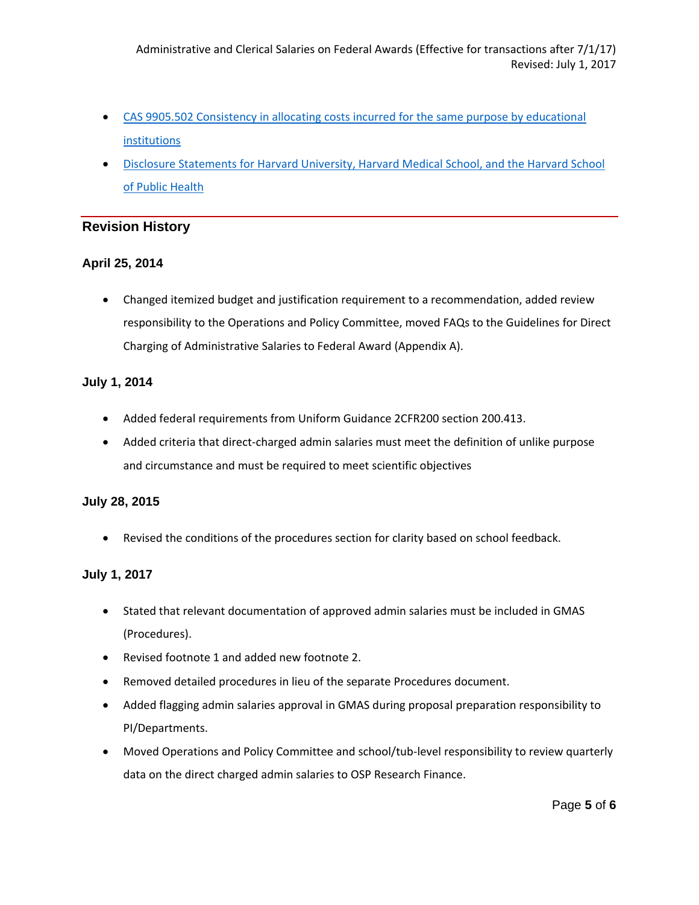- [CAS 9905.502 Consistency in allocating costs incurred for the same purpose by educational institutions]()
- [Disclosure Statements for Harvard University, Harvard Medical School, and the Harvard School of Public Health]()

## Revision History

### April 25, 2014

- Changed itemized budget and justification requirement to a recommendation, added review responsibility to the Operations and Policy Committee, moved FAQs to the Guidelines for Direct Charging of Administrative Salaries to Federal Award (Appendix A).

### July 1, 2014

- Added federal requirements from Uniform Guidance 2CFR200 section 200.413.
- Added criteria that direct-charged admin salaries must meet the definition of unlike purpose and circumstance and must be required to meet scientific objectives

### July 28, 2015

- Revised the conditions of the procedures section for clarity based on school feedback.

### July 1, 2017

- Stated that relevant documentation of approved admin salaries must be included in GMAS (Procedures).
- Revised footnote 1 and added new footnote 2.
- Removed detailed procedures in lieu of the separate Procedures document.
- Added flagging admin salaries approval in GMAS during proposal preparation responsibility to PI/Departments.
- Moved Operations and Policy Committee and school/tub-level responsibility to review quarterly data on the direct charged admin salaries to OSP Research Finance.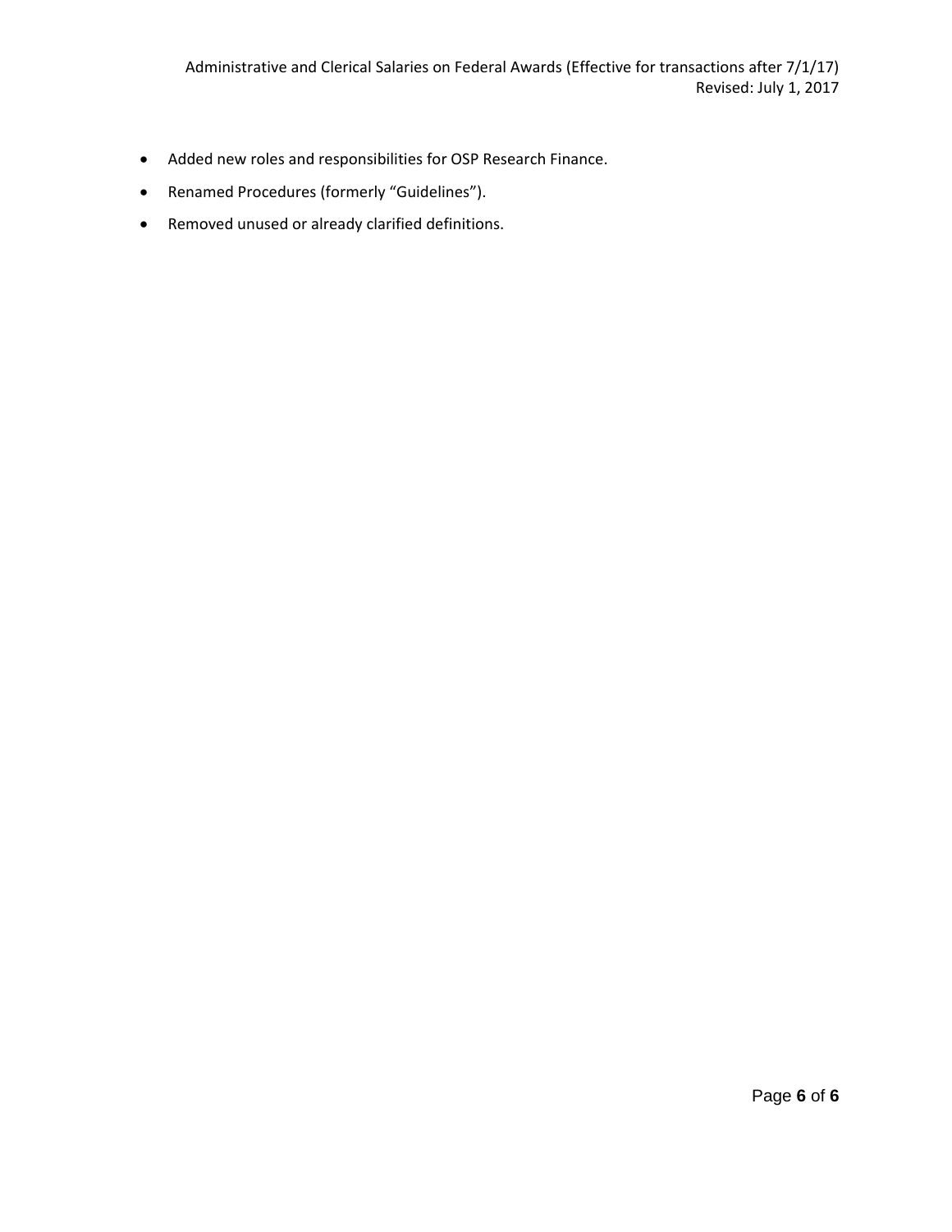- Added new roles and responsibilities for OSP Research Finance.
- Renamed Procedures (formerly "Guidelines").
- Removed unused or already clarified definitions.